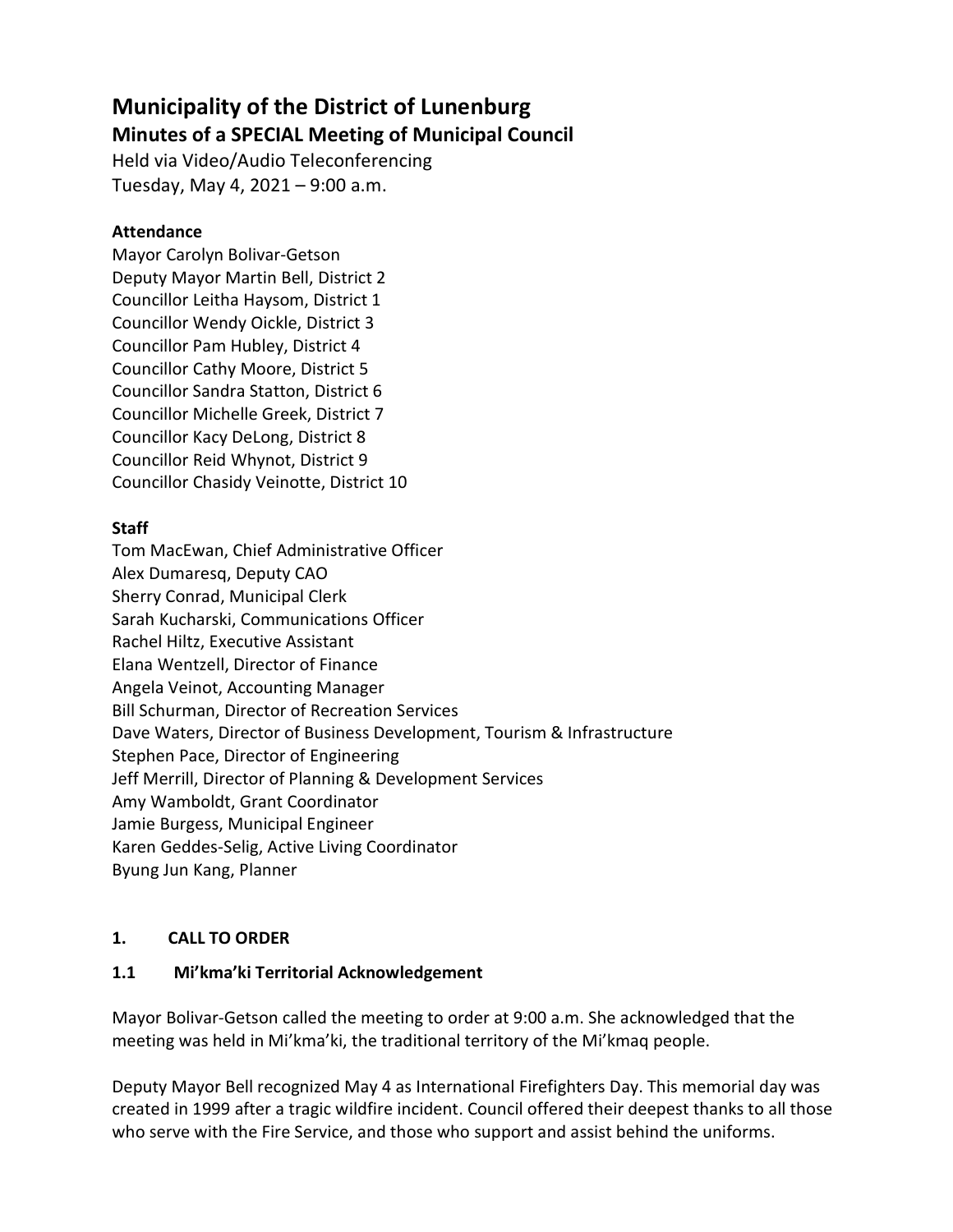# Municipality of the District of Lunenburg

## Minutes of a SPECIAL Meeting of Municipal Council

Held via Video/Audio Teleconferencing
Tuesday, May 4, 2021 – 9:00 a.m.

**Attendance**

Mayor Carolyn Bolivar-Getson
Deputy Mayor Martin Bell, District 2
Councillor Leitha Haysom, District 1
Councillor Wendy Oickle, District 3
Councillor Pam Hubley, District 4
Councillor Cathy Moore, District 5
Councillor Sandra Statton, District 6
Councillor Michelle Greek, District 7
Councillor Kacy DeLong, District 8
Councillor Reid Whynot, District 9
Councillor Chasidy Veinotte, District 10

**Staff**

Tom MacEwan, Chief Administrative Officer
Alex Dumaresq, Deputy CAO
Sherry Conrad, Municipal Clerk
Sarah Kucharski, Communications Officer
Rachel Hiltz, Executive Assistant
Elana Wentzell, Director of Finance
Angela Veinot, Accounting Manager
Bill Schurman, Director of Recreation Services
Dave Waters, Director of Business Development, Tourism & Infrastructure
Stephen Pace, Director of Engineering
Jeff Merrill, Director of Planning & Development Services
Amy Wamboldt, Grant Coordinator
Jamie Burgess, Municipal Engineer
Karen Geddes-Selig, Active Living Coordinator
Byung Jun Kang, Planner

### 1. CALL TO ORDER

### 1.1 Mi'kma'ki Territorial Acknowledgement

Mayor Bolivar-Getson called the meeting to order at 9:00 a.m. She acknowledged that the meeting was held in Mi'kma'ki, the traditional territory of the Mi'kmaq people.

Deputy Mayor Bell recognized May 4 as International Firefighters Day. This memorial day was created in 1999 after a tragic wildfire incident. Council offered their deepest thanks to all those who serve with the Fire Service, and those who support and assist behind the uniforms.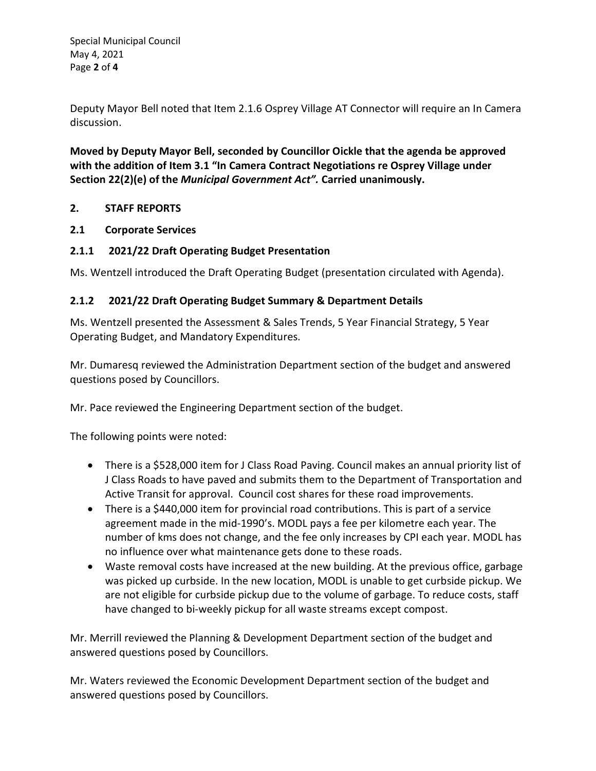Deputy Mayor Bell noted that Item 2.1.6 Osprey Village AT Connector will require an In Camera discussion.

**Moved by Deputy Mayor Bell, seconded by Councillor Oickle that the agenda be approved with the addition of Item 3.1 "In Camera Contract Negotiations re Osprey Village under Section 22(2)(e) of the *Municipal Government Act".* Carried unanimously.**

## 2. STAFF REPORTS

### 2.1 Corporate Services

### 2.1.1 2021/22 Draft Operating Budget Presentation

Ms. Wentzell introduced the Draft Operating Budget (presentation circulated with Agenda).

### 2.1.2 2021/22 Draft Operating Budget Summary & Department Details

Ms. Wentzell presented the Assessment & Sales Trends, 5 Year Financial Strategy, 5 Year Operating Budget, and Mandatory Expenditures.

Mr. Dumaresq reviewed the Administration Department section of the budget and answered questions posed by Councillors.

Mr. Pace reviewed the Engineering Department section of the budget.

The following points were noted:

- There is a $528,000 item for J Class Road Paving. Council makes an annual priority list of J Class Roads to have paved and submits them to the Department of Transportation and Active Transit for approval. Council cost shares for these road improvements.
- There is a $440,000 item for provincial road contributions. This is part of a service agreement made in the mid-1990's. MODL pays a fee per kilometre each year. The number of kms does not change, and the fee only increases by CPI each year. MODL has no influence over what maintenance gets done to these roads.
- Waste removal costs have increased at the new building. At the previous office, garbage was picked up curbside. In the new location, MODL is unable to get curbside pickup. We are not eligible for curbside pickup due to the volume of garbage. To reduce costs, staff have changed to bi-weekly pickup for all waste streams except compost.

Mr. Merrill reviewed the Planning & Development Department section of the budget and answered questions posed by Councillors.

Mr. Waters reviewed the Economic Development Department section of the budget and answered questions posed by Councillors.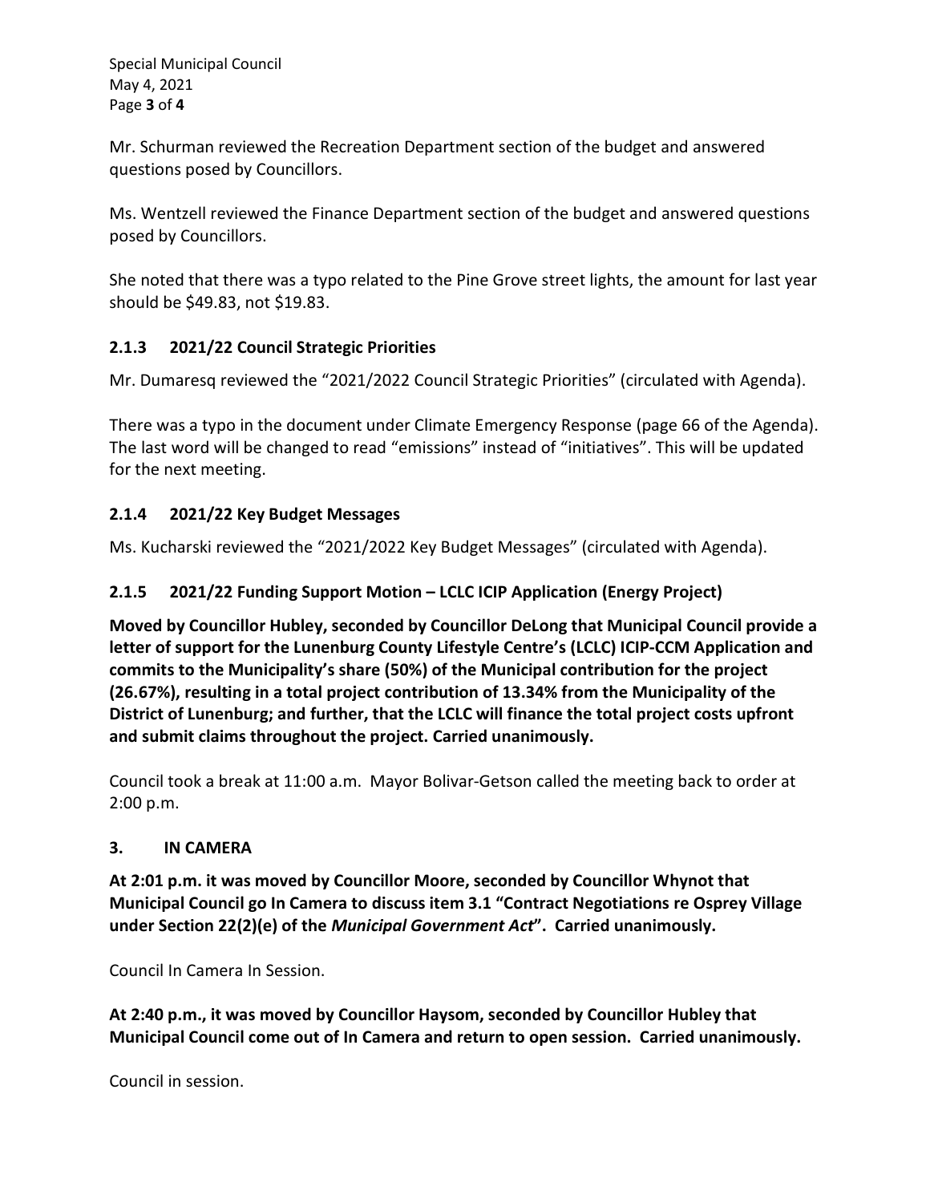Mr. Schurman reviewed the Recreation Department section of the budget and answered questions posed by Councillors.

Ms. Wentzell reviewed the Finance Department section of the budget and answered questions posed by Councillors.

She noted that there was a typo related to the Pine Grove street lights, the amount for last year should be $49.83, not $19.83.

### 2.1.3 2021/22 Council Strategic Priorities

Mr. Dumaresq reviewed the "2021/2022 Council Strategic Priorities" (circulated with Agenda).

There was a typo in the document under Climate Emergency Response (page 66 of the Agenda). The last word will be changed to read "emissions" instead of "initiatives". This will be updated for the next meeting.

### 2.1.4 2021/22 Key Budget Messages

Ms. Kucharski reviewed the "2021/2022 Key Budget Messages" (circulated with Agenda).

### 2.1.5 2021/22 Funding Support Motion – LCLC ICIP Application (Energy Project)

**Moved by Councillor Hubley, seconded by Councillor DeLong that Municipal Council provide a letter of support for the Lunenburg County Lifestyle Centre's (LCLC) ICIP-CCM Application and commits to the Municipality's share (50%) of the Municipal contribution for the project (26.67%), resulting in a total project contribution of 13.34% from the Municipality of the District of Lunenburg; and further, that the LCLC will finance the total project costs upfront and submit claims throughout the project. Carried unanimously.**

Council took a break at 11:00 a.m. Mayor Bolivar-Getson called the meeting back to order at 2:00 p.m.

## 3. IN CAMERA

**At 2:01 p.m. it was moved by Councillor Moore, seconded by Councillor Whynot that Municipal Council go In Camera to discuss item 3.1 "Contract Negotiations re Osprey Village under Section 22(2)(e) of the *Municipal Government Act*". Carried unanimously.**

Council In Camera In Session.

**At 2:40 p.m., it was moved by Councillor Haysom, seconded by Councillor Hubley that Municipal Council come out of In Camera and return to open session. Carried unanimously.**

Council in session.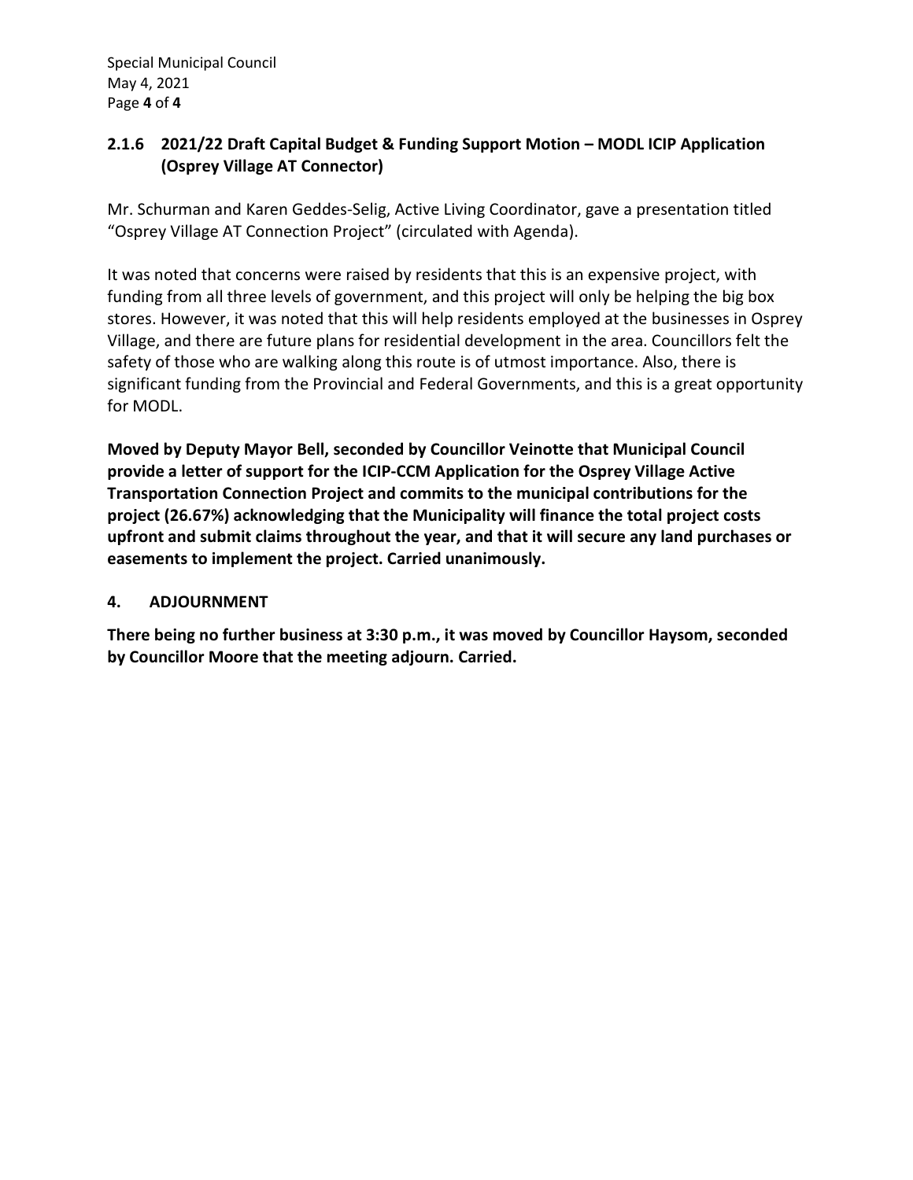### 2.1.6 2021/22 Draft Capital Budget & Funding Support Motion – MODL ICIP Application (Osprey Village AT Connector)

Mr. Schurman and Karen Geddes-Selig, Active Living Coordinator, gave a presentation titled "Osprey Village AT Connection Project" (circulated with Agenda).

It was noted that concerns were raised by residents that this is an expensive project, with funding from all three levels of government, and this project will only be helping the big box stores. However, it was noted that this will help residents employed at the businesses in Osprey Village, and there are future plans for residential development in the area. Councillors felt the safety of those who are walking along this route is of utmost importance. Also, there is significant funding from the Provincial and Federal Governments, and this is a great opportunity for MODL.

**Moved by Deputy Mayor Bell, seconded by Councillor Veinotte that Municipal Council provide a letter of support for the ICIP-CCM Application for the Osprey Village Active Transportation Connection Project and commits to the municipal contributions for the project (26.67%) acknowledging that the Municipality will finance the total project costs upfront and submit claims throughout the year, and that it will secure any land purchases or easements to implement the project. Carried unanimously.**

## 4. ADJOURNMENT

**There being no further business at 3:30 p.m., it was moved by Councillor Haysom, seconded by Councillor Moore that the meeting adjourn. Carried.**